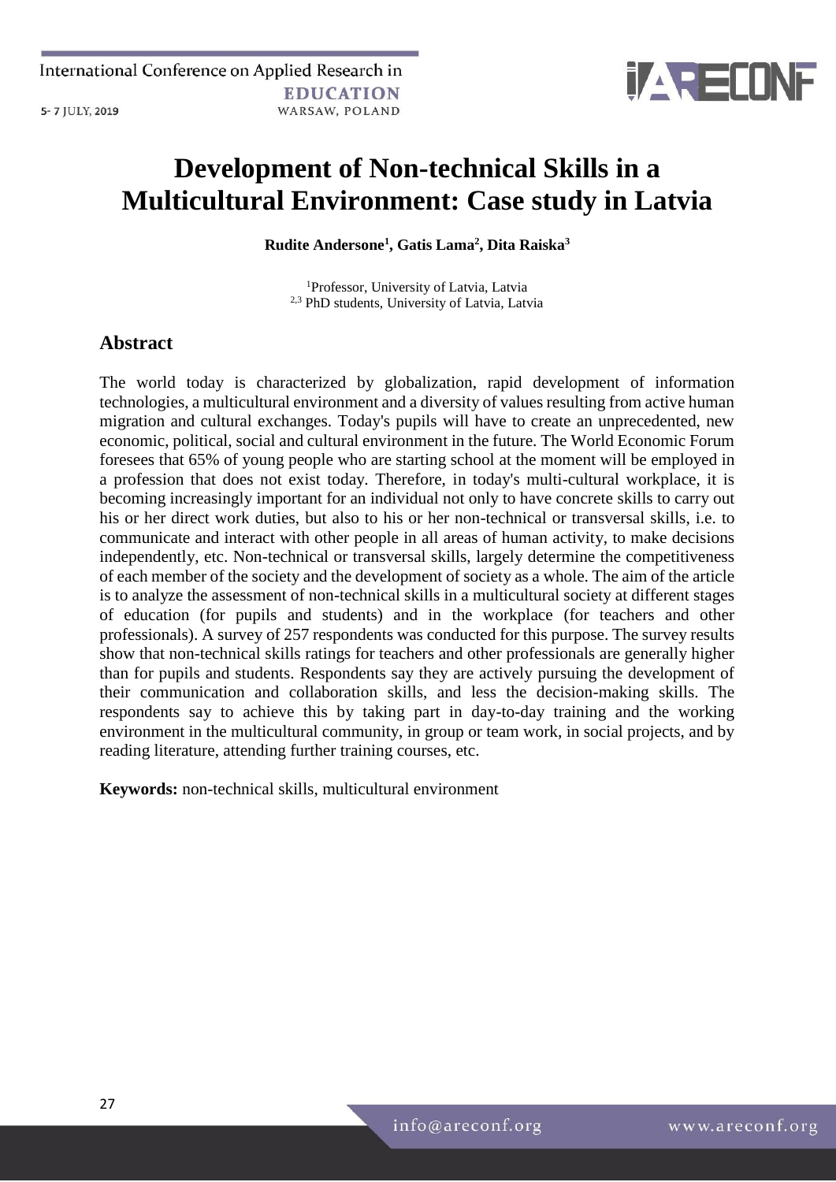# Development of Non-technical Skills in a Multicultural Environment: Case study in Latvia

**Rudite Andersone[1], Gatis Lama[2], Dita Raiska[3]**

[1]Professor, University of Latvia, Latvia
[2,3] PhD students, University of Latvia, Latvia

## Abstract

The world today is characterized by globalization, rapid development of information technologies, a multicultural environment and a diversity of values resulting from active human migration and cultural exchanges. Today's pupils will have to create an unprecedented, new economic, political, social and cultural environment in the future. The World Economic Forum foresees that 65% of young people who are starting school at the moment will be employed in a profession that does not exist today. Therefore, in today's multi-cultural workplace, it is becoming increasingly important for an individual not only to have concrete skills to carry out his or her direct work duties, but also to his or her non-technical or transversal skills, i.e. to communicate and interact with other people in all areas of human activity, to make decisions independently, etc. Non-technical or transversal skills, largely determine the competitiveness of each member of the society and the development of society as a whole. The aim of the article is to analyze the assessment of non-technical skills in a multicultural society at different stages of education (for pupils and students) and in the workplace (for teachers and other professionals). A survey of 257 respondents was conducted for this purpose. The survey results show that non-technical skills ratings for teachers and other professionals are generally higher than for pupils and students. Respondents say they are actively pursuing the development of their communication and collaboration skills, and less the decision-making skills. The respondents say to achieve this by taking part in day-to-day training and the working environment in the multicultural community, in group or team work, in social projects, and by reading literature, attending further training courses, etc.

**Keywords:** non-technical skills, multicultural environment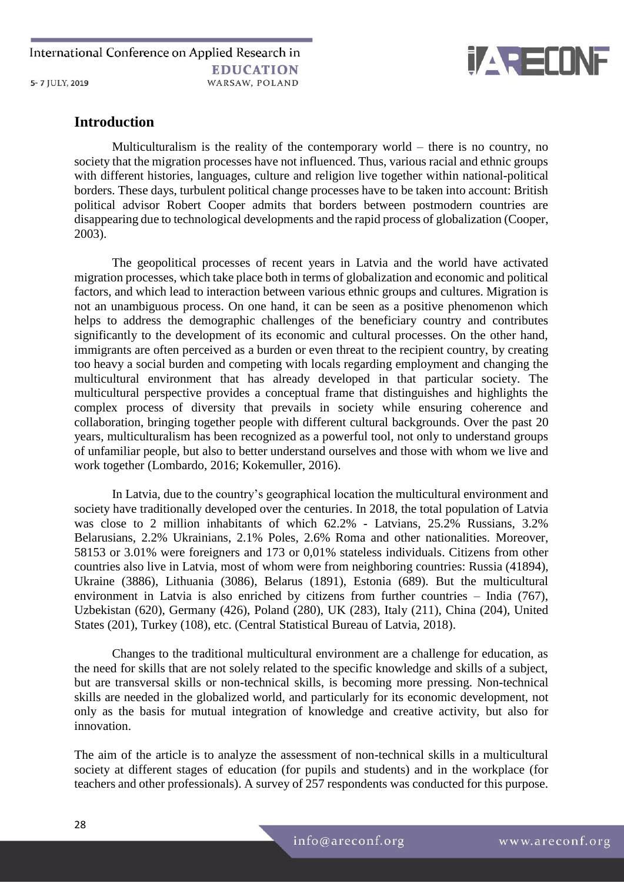## Introduction

Multiculturalism is the reality of the contemporary world – there is no country, no society that the migration processes have not influenced. Thus, various racial and ethnic groups with different histories, languages, culture and religion live together within national-political borders. These days, turbulent political change processes have to be taken into account: British political advisor Robert Cooper admits that borders between postmodern countries are disappearing due to technological developments and the rapid process of globalization (Cooper, 2003).

The geopolitical processes of recent years in Latvia and the world have activated migration processes, which take place both in terms of globalization and economic and political factors, and which lead to interaction between various ethnic groups and cultures. Migration is not an unambiguous process. On one hand, it can be seen as a positive phenomenon which helps to address the demographic challenges of the beneficiary country and contributes significantly to the development of its economic and cultural processes. On the other hand, immigrants are often perceived as a burden or even threat to the recipient country, by creating too heavy a social burden and competing with locals regarding employment and changing the multicultural environment that has already developed in that particular society. The multicultural perspective provides a conceptual frame that distinguishes and highlights the complex process of diversity that prevails in society while ensuring coherence and collaboration, bringing together people with different cultural backgrounds. Over the past 20 years, multiculturalism has been recognized as a powerful tool, not only to understand groups of unfamiliar people, but also to better understand ourselves and those with whom we live and work together (Lombardo, 2016; Kokemuller, 2016).

In Latvia, due to the country's geographical location the multicultural environment and society have traditionally developed over the centuries. In 2018, the total population of Latvia was close to 2 million inhabitants of which 62.2% - Latvians, 25.2% Russians, 3.2% Belarusians, 2.2% Ukrainians, 2.1% Poles, 2.6% Roma and other nationalities. Moreover, 58153 or 3.01% were foreigners and 173 or 0,01% stateless individuals. Citizens from other countries also live in Latvia, most of whom were from neighboring countries: Russia (41894), Ukraine (3886), Lithuania (3086), Belarus (1891), Estonia (689). But the multicultural environment in Latvia is also enriched by citizens from further countries – India (767), Uzbekistan (620), Germany (426), Poland (280), UK (283), Italy (211), China (204), United States (201), Turkey (108), etc. (Central Statistical Bureau of Latvia, 2018).

Changes to the traditional multicultural environment are a challenge for education, as the need for skills that are not solely related to the specific knowledge and skills of a subject, but are transversal skills or non-technical skills, is becoming more pressing. Non-technical skills are needed in the globalized world, and particularly for its economic development, not only as the basis for mutual integration of knowledge and creative activity, but also for innovation.

The aim of the article is to analyze the assessment of non-technical skills in a multicultural society at different stages of education (for pupils and students) and in the workplace (for teachers and other professionals). A survey of 257 respondents was conducted for this purpose.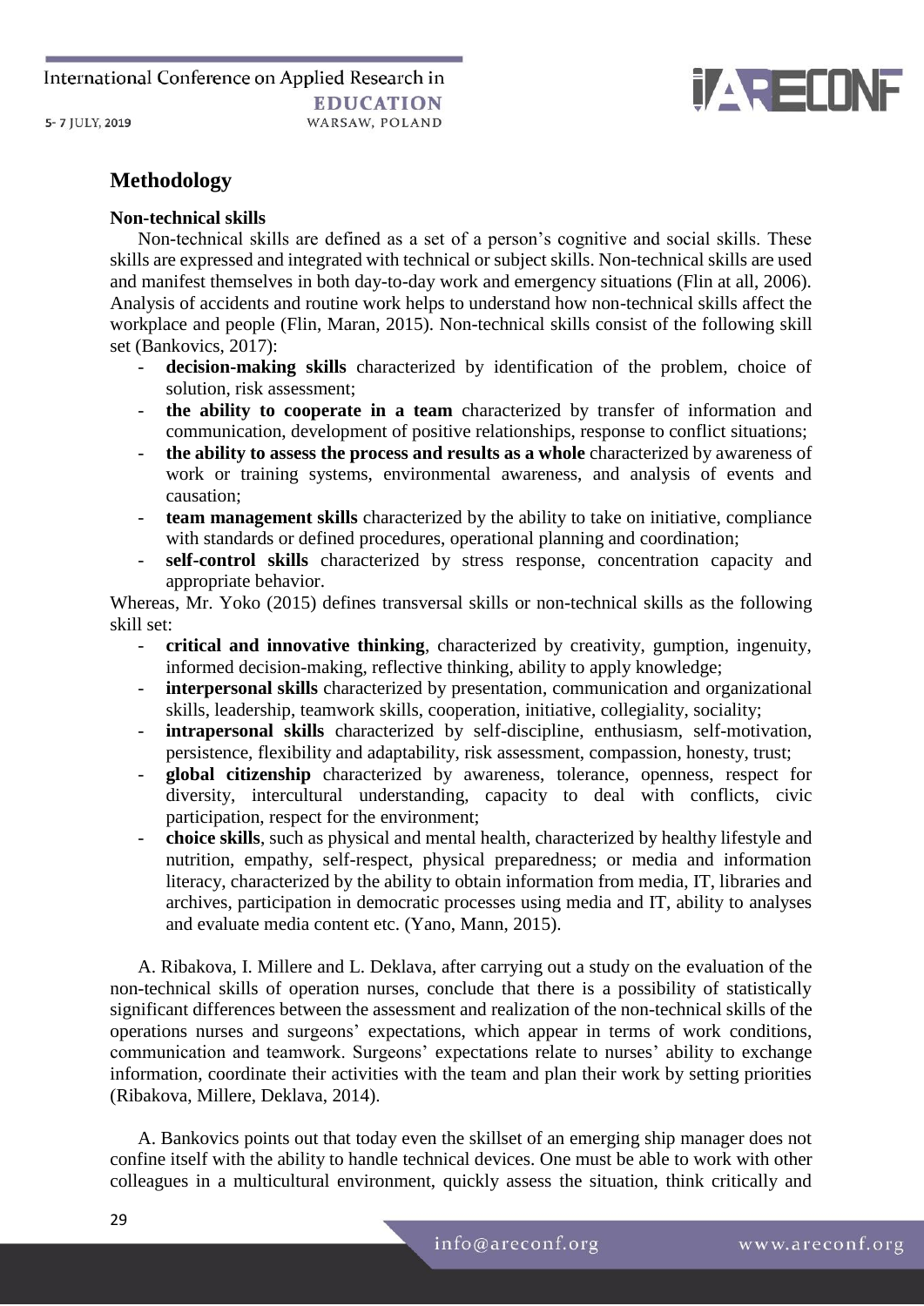## Methodology

### Non-technical skills

Non-technical skills are defined as a set of a person's cognitive and social skills. These skills are expressed and integrated with technical or subject skills. Non-technical skills are used and manifest themselves in both day-to-day work and emergency situations (Flin at all, 2006). Analysis of accidents and routine work helps to understand how non-technical skills affect the workplace and people (Flin, Maran, 2015). Non-technical skills consist of the following skill set (Bankovics, 2017):

- **decision-making skills** characterized by identification of the problem, choice of solution, risk assessment;
- **the ability to cooperate in a team** characterized by transfer of information and communication, development of positive relationships, response to conflict situations;
- **the ability to assess the process and results as a whole** characterized by awareness of work or training systems, environmental awareness, and analysis of events and causation;
- **team management skills** characterized by the ability to take on initiative, compliance with standards or defined procedures, operational planning and coordination;
- **self-control skills** characterized by stress response, concentration capacity and appropriate behavior.

Whereas, Mr. Yoko (2015) defines transversal skills or non-technical skills as the following skill set:

- **critical and innovative thinking**, characterized by creativity, gumption, ingenuity, informed decision-making, reflective thinking, ability to apply knowledge;
- **interpersonal skills** characterized by presentation, communication and organizational skills, leadership, teamwork skills, cooperation, initiative, collegiality, sociality;
- **intrapersonal skills** characterized by self-discipline, enthusiasm, self-motivation, persistence, flexibility and adaptability, risk assessment, compassion, honesty, trust;
- **global citizenship** characterized by awareness, tolerance, openness, respect for diversity, intercultural understanding, capacity to deal with conflicts, civic participation, respect for the environment;
- **choice skills**, such as physical and mental health, characterized by healthy lifestyle and nutrition, empathy, self-respect, physical preparedness; or media and information literacy, characterized by the ability to obtain information from media, IT, libraries and archives, participation in democratic processes using media and IT, ability to analyses and evaluate media content etc. (Yano, Mann, 2015).

A. Ribakova, I. Millere and L. Deklava, after carrying out a study on the evaluation of the non-technical skills of operation nurses, conclude that there is a possibility of statistically significant differences between the assessment and realization of the non-technical skills of the operations nurses and surgeons' expectations, which appear in terms of work conditions, communication and teamwork. Surgeons' expectations relate to nurses' ability to exchange information, coordinate their activities with the team and plan their work by setting priorities (Ribakova, Millere, Deklava, 2014).

A. Bankovics points out that today even the skillset of an emerging ship manager does not confine itself with the ability to handle technical devices. One must be able to work with other colleagues in a multicultural environment, quickly assess the situation, think critically and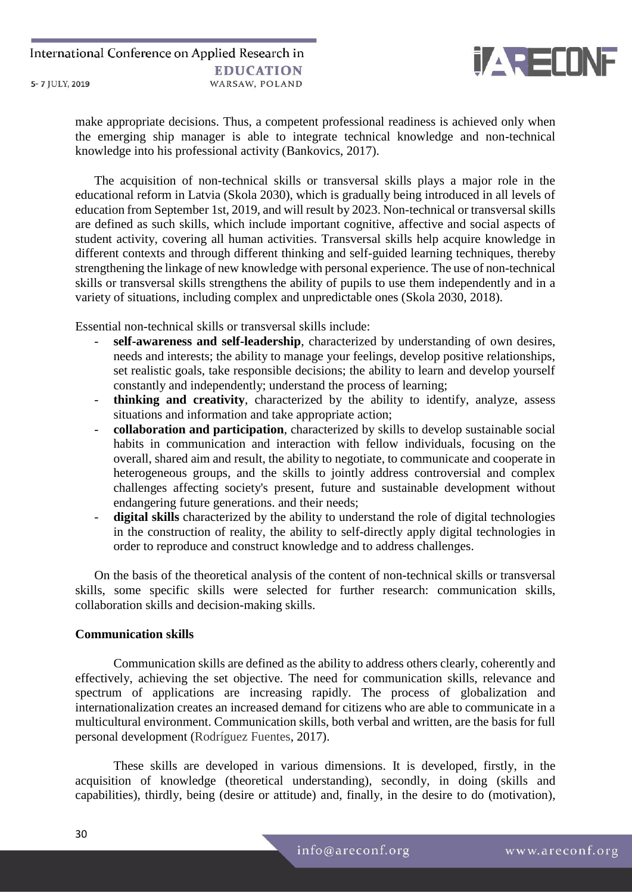make appropriate decisions. Thus, a competent professional readiness is achieved only when the emerging ship manager is able to integrate technical knowledge and non-technical knowledge into his professional activity (Bankovics, 2017).

The acquisition of non-technical skills or transversal skills plays a major role in the educational reform in Latvia (Skola 2030), which is gradually being introduced in all levels of education from September 1st, 2019, and will result by 2023. Non-technical or transversal skills are defined as such skills, which include important cognitive, affective and social aspects of student activity, covering all human activities. Transversal skills help acquire knowledge in different contexts and through different thinking and self-guided learning techniques, thereby strengthening the linkage of new knowledge with personal experience. The use of non-technical skills or transversal skills strengthens the ability of pupils to use them independently and in a variety of situations, including complex and unpredictable ones (Skola 2030, 2018).

Essential non-technical skills or transversal skills include:

- **self-awareness and self-leadership**, characterized by understanding of own desires, needs and interests; the ability to manage your feelings, develop positive relationships, set realistic goals, take responsible decisions; the ability to learn and develop yourself constantly and independently; understand the process of learning;
- **thinking and creativity**, characterized by the ability to identify, analyze, assess situations and information and take appropriate action;
- **collaboration and participation**, characterized by skills to develop sustainable social habits in communication and interaction with fellow individuals, focusing on the overall, shared aim and result, the ability to negotiate, to communicate and cooperate in heterogeneous groups, and the skills to jointly address controversial and complex challenges affecting society's present, future and sustainable development without endangering future generations. and their needs;
- **digital skills** characterized by the ability to understand the role of digital technologies in the construction of reality, the ability to self-directly apply digital technologies in order to reproduce and construct knowledge and to address challenges.

On the basis of the theoretical analysis of the content of non-technical skills or transversal skills, some specific skills were selected for further research: communication skills, collaboration skills and decision-making skills.

**Communication skills**

Communication skills are defined as the ability to address others clearly, coherently and effectively, achieving the set objective. The need for communication skills, relevance and spectrum of applications are increasing rapidly. The process of globalization and internationalization creates an increased demand for citizens who are able to communicate in a multicultural environment. Communication skills, both verbal and written, are the basis for full personal development (Rodríguez Fuentes, 2017).

These skills are developed in various dimensions. It is developed, firstly, in the acquisition of knowledge (theoretical understanding), secondly, in doing (skills and capabilities), thirdly, being (desire or attitude) and, finally, in the desire to do (motivation),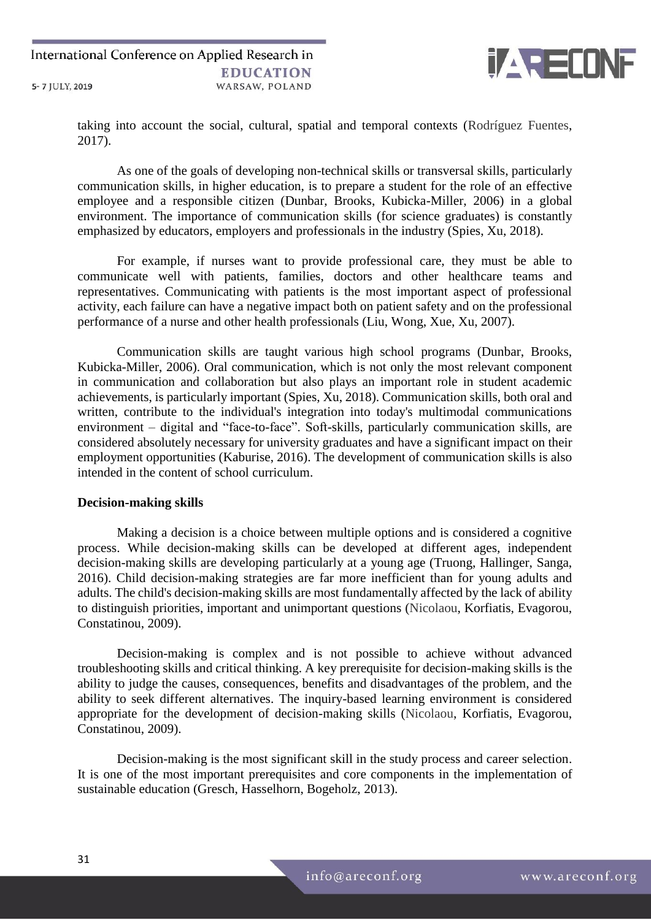taking into account the social, cultural, spatial and temporal contexts (Rodríguez Fuentes, 2017).

As one of the goals of developing non-technical skills or transversal skills, particularly communication skills, in higher education, is to prepare a student for the role of an effective employee and a responsible citizen (Dunbar, Brooks, Kubicka-Miller, 2006) in a global environment. The importance of communication skills (for science graduates) is constantly emphasized by educators, employers and professionals in the industry (Spies, Xu, 2018).

For example, if nurses want to provide professional care, they must be able to communicate well with patients, families, doctors and other healthcare teams and representatives. Communicating with patients is the most important aspect of professional activity, each failure can have a negative impact both on patient safety and on the professional performance of a nurse and other health professionals (Liu, Wong, Xue, Xu, 2007).

Communication skills are taught various high school programs (Dunbar, Brooks, Kubicka-Miller, 2006). Oral communication, which is not only the most relevant component in communication and collaboration but also plays an important role in student academic achievements, is particularly important (Spies, Xu, 2018). Communication skills, both oral and written, contribute to the individual's integration into today's multimodal communications environment – digital and "face-to-face". Soft-skills, particularly communication skills, are considered absolutely necessary for university graduates and have a significant impact on their employment opportunities (Kaburise, 2016). The development of communication skills is also intended in the content of school curriculum.

**Decision-making skills**

Making a decision is a choice between multiple options and is considered a cognitive process. While decision-making skills can be developed at different ages, independent decision-making skills are developing particularly at a young age (Truong, Hallinger, Sanga, 2016). Child decision-making strategies are far more inefficient than for young adults and adults. The child's decision-making skills are most fundamentally affected by the lack of ability to distinguish priorities, important and unimportant questions (Nicolaou, Korfiatis, Evagorou, Constatinou, 2009).

Decision-making is complex and is not possible to achieve without advanced troubleshooting skills and critical thinking. A key prerequisite for decision-making skills is the ability to judge the causes, consequences, benefits and disadvantages of the problem, and the ability to seek different alternatives. The inquiry-based learning environment is considered appropriate for the development of decision-making skills (Nicolaou, Korfiatis, Evagorou, Constatinou, 2009).

Decision-making is the most significant skill in the study process and career selection. It is one of the most important prerequisites and core components in the implementation of sustainable education (Gresch, Hasselhorn, Bogeholz, 2013).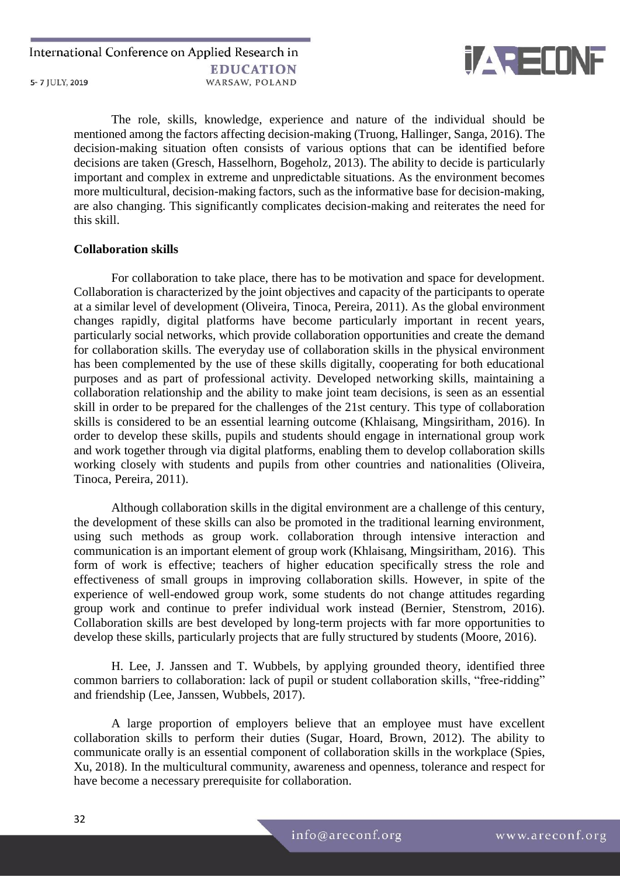The role, skills, knowledge, experience and nature of the individual should be mentioned among the factors affecting decision-making (Truong, Hallinger, Sanga, 2016). The decision-making situation often consists of various options that can be identified before decisions are taken (Gresch, Hasselhorn, Bogeholz, 2013). The ability to decide is particularly important and complex in extreme and unpredictable situations. As the environment becomes more multicultural, decision-making factors, such as the informative base for decision-making, are also changing. This significantly complicates decision-making and reiterates the need for this skill.

**Collaboration skills**

For collaboration to take place, there has to be motivation and space for development. Collaboration is characterized by the joint objectives and capacity of the participants to operate at a similar level of development (Oliveira, Tinoca, Pereira, 2011). As the global environment changes rapidly, digital platforms have become particularly important in recent years, particularly social networks, which provide collaboration opportunities and create the demand for collaboration skills. The everyday use of collaboration skills in the physical environment has been complemented by the use of these skills digitally, cooperating for both educational purposes and as part of professional activity. Developed networking skills, maintaining a collaboration relationship and the ability to make joint team decisions, is seen as an essential skill in order to be prepared for the challenges of the 21st century. This type of collaboration skills is considered to be an essential learning outcome (Khlaisang, Mingsiritham, 2016). In order to develop these skills, pupils and students should engage in international group work and work together through via digital platforms, enabling them to develop collaboration skills working closely with students and pupils from other countries and nationalities (Oliveira, Tinoca, Pereira, 2011).

Although collaboration skills in the digital environment are a challenge of this century, the development of these skills can also be promoted in the traditional learning environment, using such methods as group work. collaboration through intensive interaction and communication is an important element of group work (Khlaisang, Mingsiritham, 2016). This form of work is effective; teachers of higher education specifically stress the role and effectiveness of small groups in improving collaboration skills. However, in spite of the experience of well-endowed group work, some students do not change attitudes regarding group work and continue to prefer individual work instead (Bernier, Stenstrom, 2016). Collaboration skills are best developed by long-term projects with far more opportunities to develop these skills, particularly projects that are fully structured by students (Moore, 2016).

H. Lee, J. Janssen and T. Wubbels, by applying grounded theory, identified three common barriers to collaboration: lack of pupil or student collaboration skills, "free-ridding" and friendship (Lee, Janssen, Wubbels, 2017).

A large proportion of employers believe that an employee must have excellent collaboration skills to perform their duties (Sugar, Hoard, Brown, 2012). The ability to communicate orally is an essential component of collaboration skills in the workplace (Spies, Xu, 2018). In the multicultural community, awareness and openness, tolerance and respect for have become a necessary prerequisite for collaboration.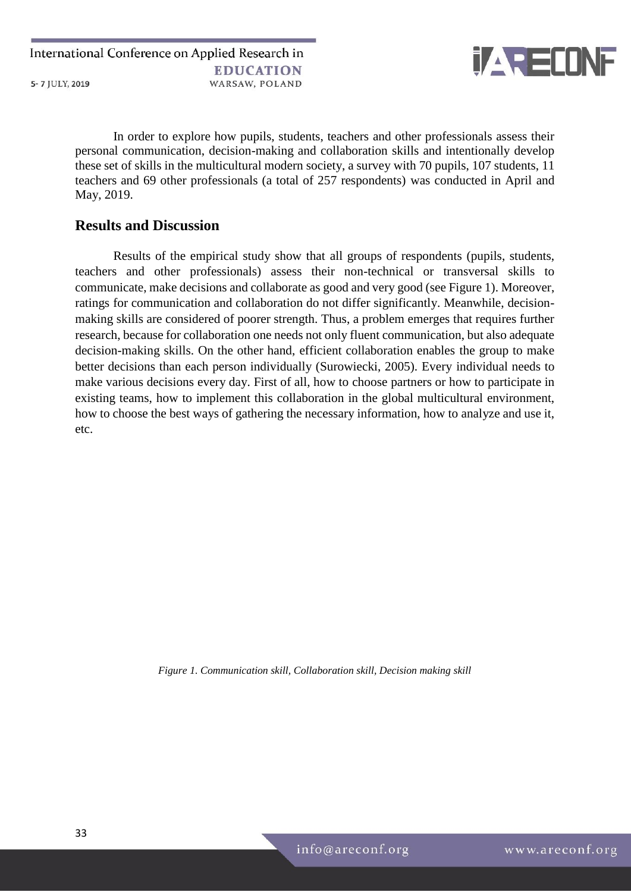In order to explore how pupils, students, teachers and other professionals assess their personal communication, decision-making and collaboration skills and intentionally develop these set of skills in the multicultural modern society, a survey with 70 pupils, 107 students, 11 teachers and 69 other professionals (a total of 257 respondents) was conducted in April and May, 2019.

## Results and Discussion

Results of the empirical study show that all groups of respondents (pupils, students, teachers and other professionals) assess their non-technical or transversal skills to communicate, make decisions and collaborate as good and very good (see Figure 1). Moreover, ratings for communication and collaboration do not differ significantly. Meanwhile, decision-making skills are considered of poorer strength. Thus, a problem emerges that requires further research, because for collaboration one needs not only fluent communication, but also adequate decision-making skills. On the other hand, efficient collaboration enables the group to make better decisions than each person individually (Surowiecki, 2005). Every individual needs to make various decisions every day. First of all, how to choose partners or how to participate in existing teams, how to implement this collaboration in the global multicultural environment, how to choose the best ways of gathering the necessary information, how to analyze and use it, etc.

*Figure 1. Communication skill, Collaboration skill, Decision making skill*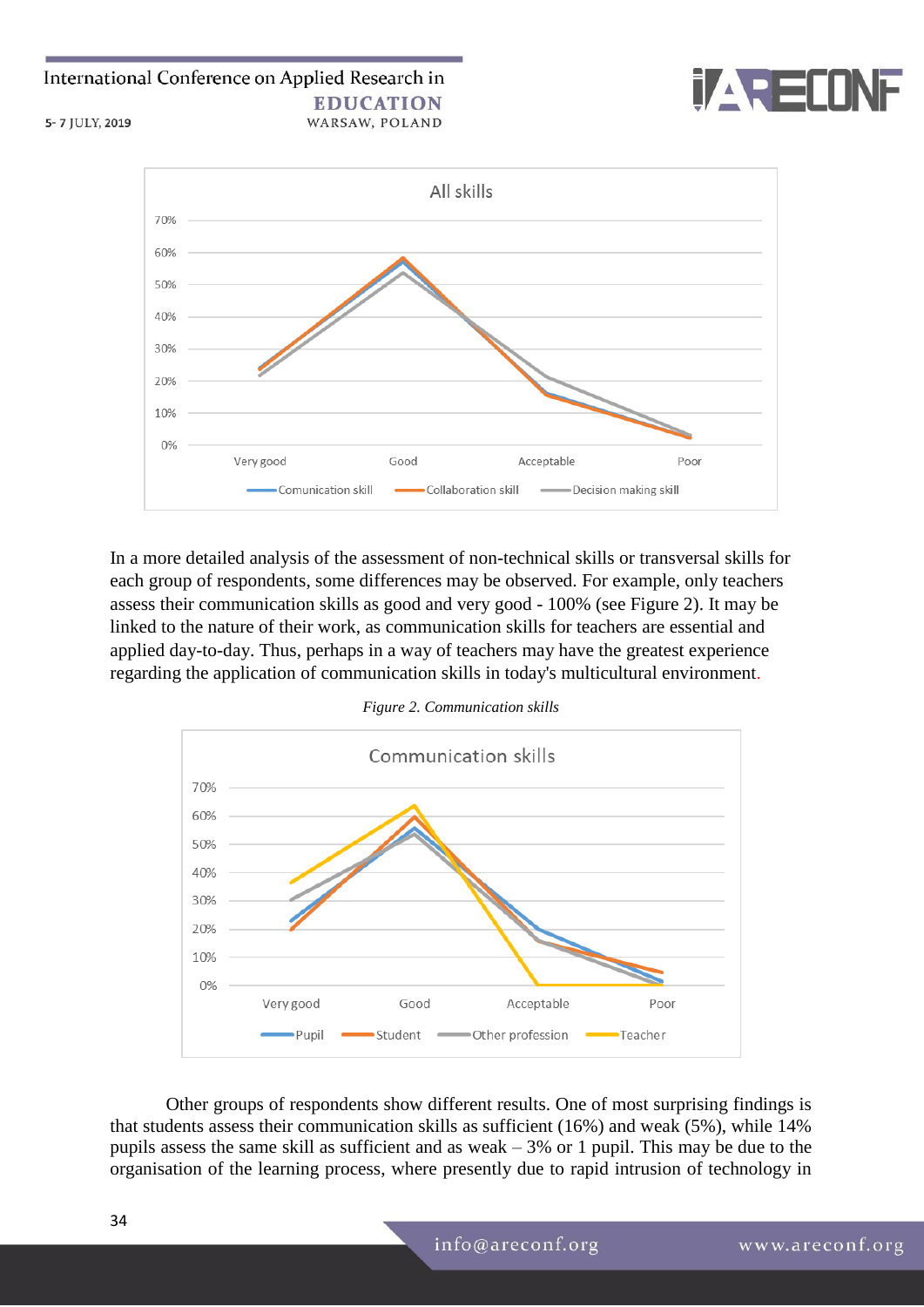In a more detailed analysis of the assessment of non-technical skills or transversal skills for each group of respondents, some differences may be observed. For example, only teachers assess their communication skills as good and very good - 100% (see Figure 2). It may be linked to the nature of their work, as communication skills for teachers are essential and applied day-to-day. Thus, perhaps in a way of teachers may have the greatest experience regarding the application of communication skills in today's multicultural environment.

*Figure 2. Communication skills*

Other groups of respondents show different results. One of most surprising findings is that students assess their communication skills as sufficient (16%) and weak (5%), while 14% pupils assess the same skill as sufficient and as weak – 3% or 1 pupil. This may be due to the organisation of the learning process, where presently due to rapid intrusion of technology in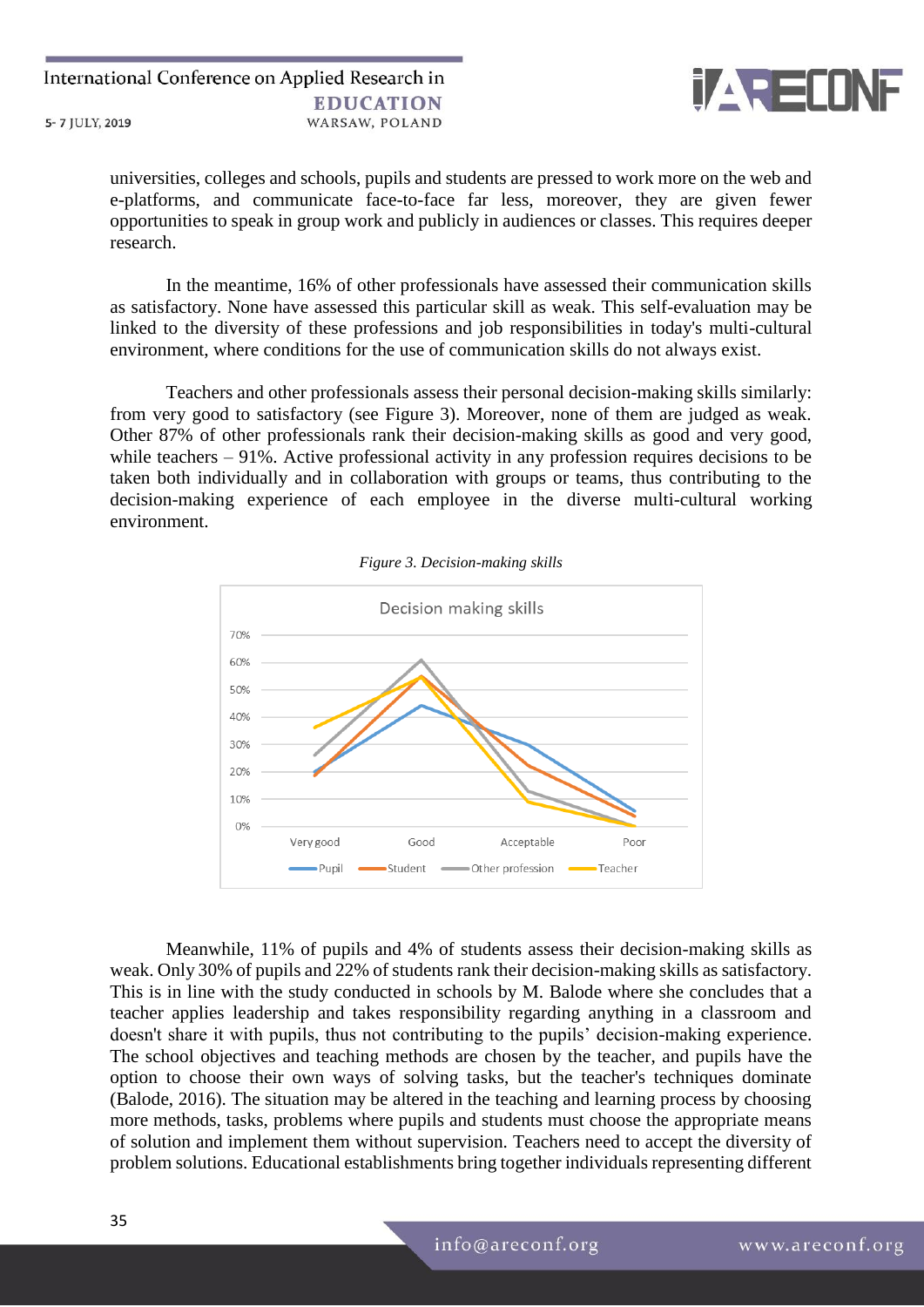universities, colleges and schools, pupils and students are pressed to work more on the web and e-platforms, and communicate face-to-face far less, moreover, they are given fewer opportunities to speak in group work and publicly in audiences or classes. This requires deeper research.

In the meantime, 16% of other professionals have assessed their communication skills as satisfactory. None have assessed this particular skill as weak. This self-evaluation may be linked to the diversity of these professions and job responsibilities in today's multi-cultural environment, where conditions for the use of communication skills do not always exist.

Teachers and other professionals assess their personal decision-making skills similarly: from very good to satisfactory (see Figure 3). Moreover, none of them are judged as weak. Other 87% of other professionals rank their decision-making skills as good and very good, while teachers – 91%. Active professional activity in any profession requires decisions to be taken both individually and in collaboration with groups or teams, thus contributing to the decision-making experience of each employee in the diverse multi-cultural working environment.

*Figure 3. Decision-making skills*

Meanwhile, 11% of pupils and 4% of students assess their decision-making skills as weak. Only 30% of pupils and 22% of students rank their decision-making skills as satisfactory. This is in line with the study conducted in schools by M. Balode where she concludes that a teacher applies leadership and takes responsibility regarding anything in a classroom and doesn't share it with pupils, thus not contributing to the pupils' decision-making experience. The school objectives and teaching methods are chosen by the teacher, and pupils have the option to choose their own ways of solving tasks, but the teacher's techniques dominate (Balode, 2016). The situation may be altered in the teaching and learning process by choosing more methods, tasks, problems where pupils and students must choose the appropriate means of solution and implement them without supervision. Teachers need to accept the diversity of problem solutions. Educational establishments bring together individuals representing different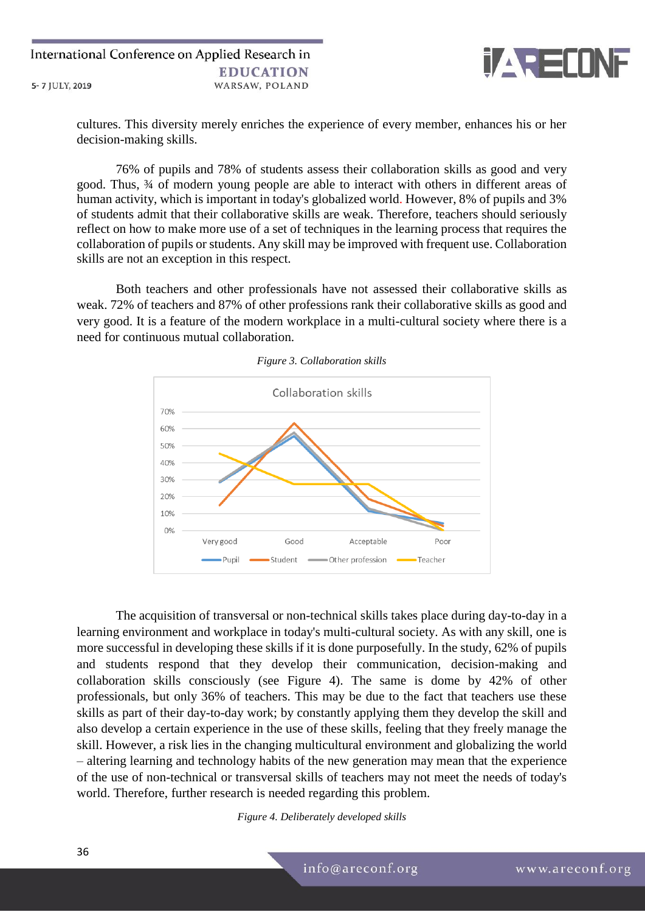cultures. This diversity merely enriches the experience of every member, enhances his or her decision-making skills.

76% of pupils and 78% of students assess their collaboration skills as good and very good. Thus, ¾ of modern young people are able to interact with others in different areas of human activity, which is important in today's globalized world. However, 8% of pupils and 3% of students admit that their collaborative skills are weak. Therefore, teachers should seriously reflect on how to make more use of a set of techniques in the learning process that requires the collaboration of pupils or students. Any skill may be improved with frequent use. Collaboration skills are not an exception in this respect.

Both teachers and other professionals have not assessed their collaborative skills as weak. 72% of teachers and 87% of other professions rank their collaborative skills as good and very good. It is a feature of the modern workplace in a multi-cultural society where there is a need for continuous mutual collaboration.

*Figure 3. Collaboration skills*

The acquisition of transversal or non-technical skills takes place during day-to-day in a learning environment and workplace in today's multi-cultural society. As with any skill, one is more successful in developing these skills if it is done purposefully. In the study, 62% of pupils and students respond that they develop their communication, decision-making and collaboration skills consciously (see Figure 4). The same is dome by 42% of other professionals, but only 36% of teachers. This may be due to the fact that teachers use these skills as part of their day-to-day work; by constantly applying them they develop the skill and also develop a certain experience in the use of these skills, feeling that they freely manage the skill. However, a risk lies in the changing multicultural environment and globalizing the world – altering learning and technology habits of the new generation may mean that the experience of the use of non-technical or transversal skills of teachers may not meet the needs of today's world. Therefore, further research is needed regarding this problem.

*Figure 4. Deliberately developed skills*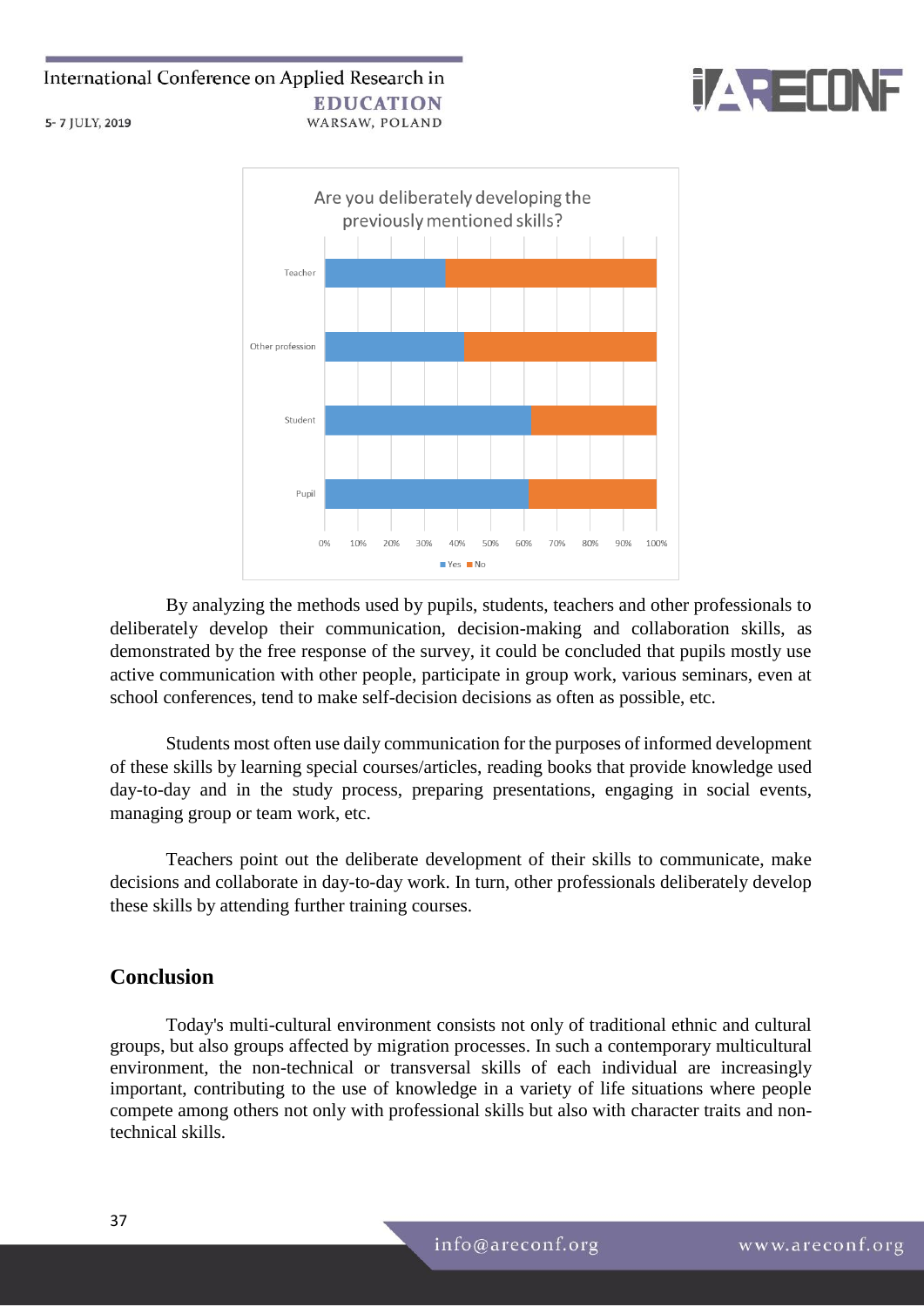By analyzing the methods used by pupils, students, teachers and other professionals to deliberately develop their communication, decision-making and collaboration skills, as demonstrated by the free response of the survey, it could be concluded that pupils mostly use active communication with other people, participate in group work, various seminars, even at school conferences, tend to make self-decision decisions as often as possible, etc.

Students most often use daily communication for the purposes of informed development of these skills by learning special courses/articles, reading books that provide knowledge used day-to-day and in the study process, preparing presentations, engaging in social events, managing group or team work, etc.

Teachers point out the deliberate development of their skills to communicate, make decisions and collaborate in day-to-day work. In turn, other professionals deliberately develop these skills by attending further training courses.

## Conclusion

Today's multi-cultural environment consists not only of traditional ethnic and cultural groups, but also groups affected by migration processes. In such a contemporary multicultural environment, the non-technical or transversal skills of each individual are increasingly important, contributing to the use of knowledge in a variety of life situations where people compete among others not only with professional skills but also with character traits and non-technical skills.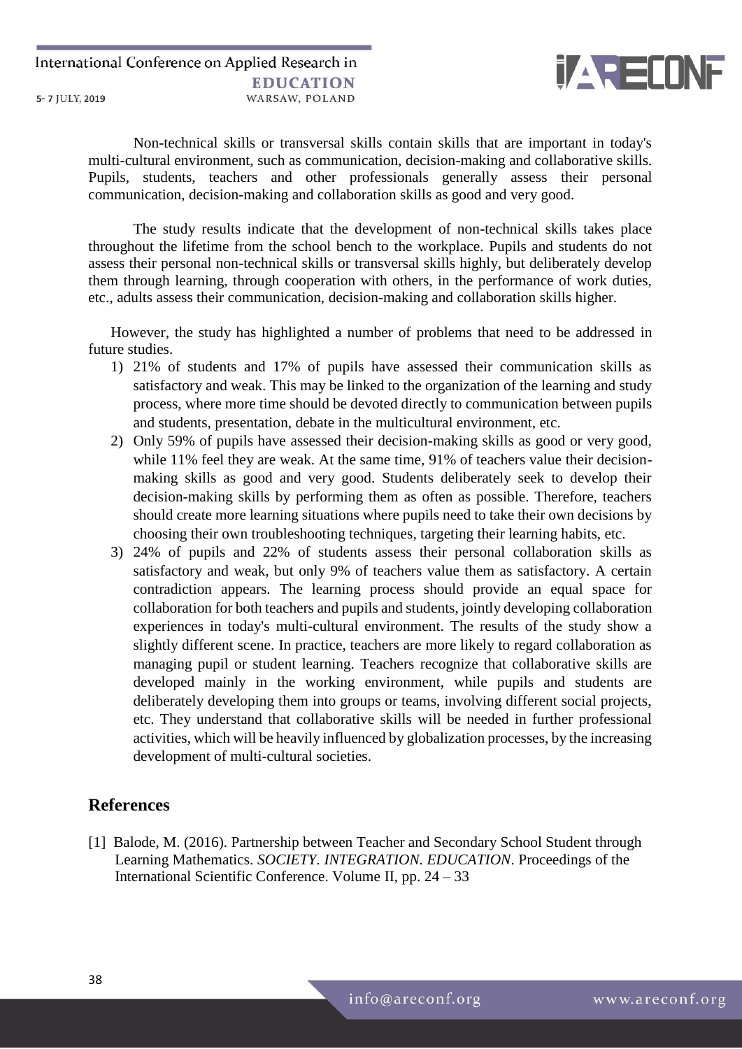Non-technical skills or transversal skills contain skills that are important in today's multi-cultural environment, such as communication, decision-making and collaborative skills. Pupils, students, teachers and other professionals generally assess their personal communication, decision-making and collaboration skills as good and very good.

The study results indicate that the development of non-technical skills takes place throughout the lifetime from the school bench to the workplace. Pupils and students do not assess their personal non-technical skills or transversal skills highly, but deliberately develop them through learning, through cooperation with others, in the performance of work duties, etc., adults assess their communication, decision-making and collaboration skills higher.

However, the study has highlighted a number of problems that need to be addressed in future studies.

1) 21% of students and 17% of pupils have assessed their communication skills as satisfactory and weak. This may be linked to the organization of the learning and study process, where more time should be devoted directly to communication between pupils and students, presentation, debate in the multicultural environment, etc.
2) Only 59% of pupils have assessed their decision-making skills as good or very good, while 11% feel they are weak. At the same time, 91% of teachers value their decision-making skills as good and very good. Students deliberately seek to develop their decision-making skills by performing them as often as possible. Therefore, teachers should create more learning situations where pupils need to take their own decisions by choosing their own troubleshooting techniques, targeting their learning habits, etc.
3) 24% of pupils and 22% of students assess their personal collaboration skills as satisfactory and weak, but only 9% of teachers value them as satisfactory. A certain contradiction appears. The learning process should provide an equal space for collaboration for both teachers and pupils and students, jointly developing collaboration experiences in today's multi-cultural environment. The results of the study show a slightly different scene. In practice, teachers are more likely to regard collaboration as managing pupil or student learning. Teachers recognize that collaborative skills are developed mainly in the working environment, while pupils and students are deliberately developing them into groups or teams, involving different social projects, etc. They understand that collaborative skills will be needed in further professional activities, which will be heavily influenced by globalization processes, by the increasing development of multi-cultural societies.

## References

[1] Balode, M. (2016). Partnership between Teacher and Secondary School Student through Learning Mathematics. *SOCIETY. INTEGRATION. EDUCATION*. Proceedings of the International Scientific Conference. Volume II, pp. 24 – 33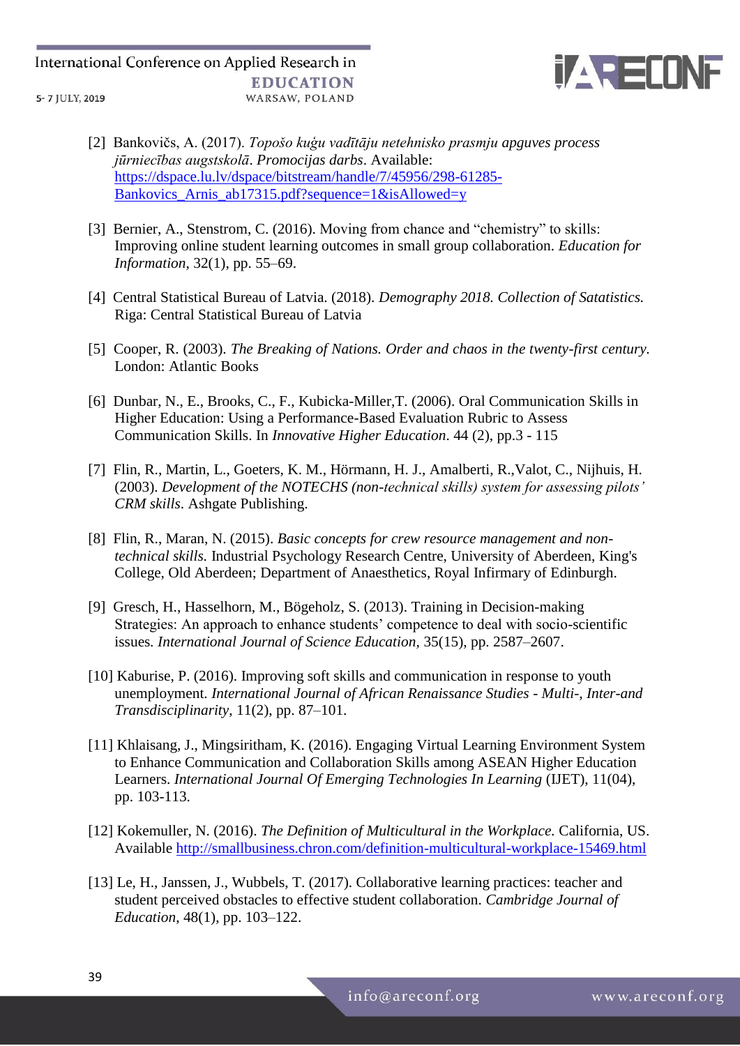[2] Bankovičs, A. (2017). *Topošo kuģu vadītāju netehnisko prasmju apguves process jūrniecības augstskolā*. *Promocijas darbs*. Available: https://dspace.lu.lv/dspace/bitstream/handle/7/45956/298-61285-Bankovics_Arnis_ab17315.pdf?sequence=1&isAllowed=y

[3] Bernier, A., Stenstrom, C. (2016). Moving from chance and "chemistry" to skills: Improving online student learning outcomes in small group collaboration. *Education for Information*, 32(1), pp. 55–69.

[4] Central Statistical Bureau of Latvia. (2018). *Demography 2018. Collection of Satatistics.* Riga: Central Statistical Bureau of Latvia

[5] Cooper, R. (2003). *The Breaking of Nations. Order and chaos in the twenty-first century.* London: Atlantic Books

[6] Dunbar, N., E., Brooks, C., F., Kubicka-Miller,T. (2006). Oral Communication Skills in Higher Education: Using a Performance-Based Evaluation Rubric to Assess Communication Skills. In *Innovative Higher Education*. 44 (2), pp.3 - 115

[7] Flin, R., Martin, L., Goeters, K. M., Hörmann, H. J., Amalberti, R.,Valot, C., Nijhuis, H. (2003). *Development of the NOTECHS (non-technical skills) system for assessing pilots' CRM skills*. Ashgate Publishing.

[8] Flin, R., Maran, N. (2015). *Basic concepts for crew resource management and non-technical skills.* Industrial Psychology Research Centre, University of Aberdeen, King's College, Old Aberdeen; Department of Anaesthetics, Royal Infirmary of Edinburgh.

[9] Gresch, H., Hasselhorn, M., Bögeholz, S. (2013). Training in Decision-making Strategies: An approach to enhance students' competence to deal with socio-scientific issues. *International Journal of Science Education*, 35(15), pp. 2587–2607.

[10] Kaburise, P. (2016). Improving soft skills and communication in response to youth unemployment. *International Journal of African Renaissance Studies - Multi-, Inter-and Transdisciplinarity*, 11(2), pp. 87–101.

[11] Khlaisang, J., Mingsiritham, K. (2016). Engaging Virtual Learning Environment System to Enhance Communication and Collaboration Skills among ASEAN Higher Education Learners. *International Journal Of Emerging Technologies In Learning* (IJET), 11(04), pp. 103-113.

[12] Kokemuller, N. (2016). *The Definition of Multicultural in the Workplace.* California, US. Available http://smallbusiness.chron.com/definition-multicultural-workplace-15469.html

[13] Le, H., Janssen, J., Wubbels, T. (2017). Collaborative learning practices: teacher and student perceived obstacles to effective student collaboration. *Cambridge Journal of Education*, 48(1), pp. 103–122.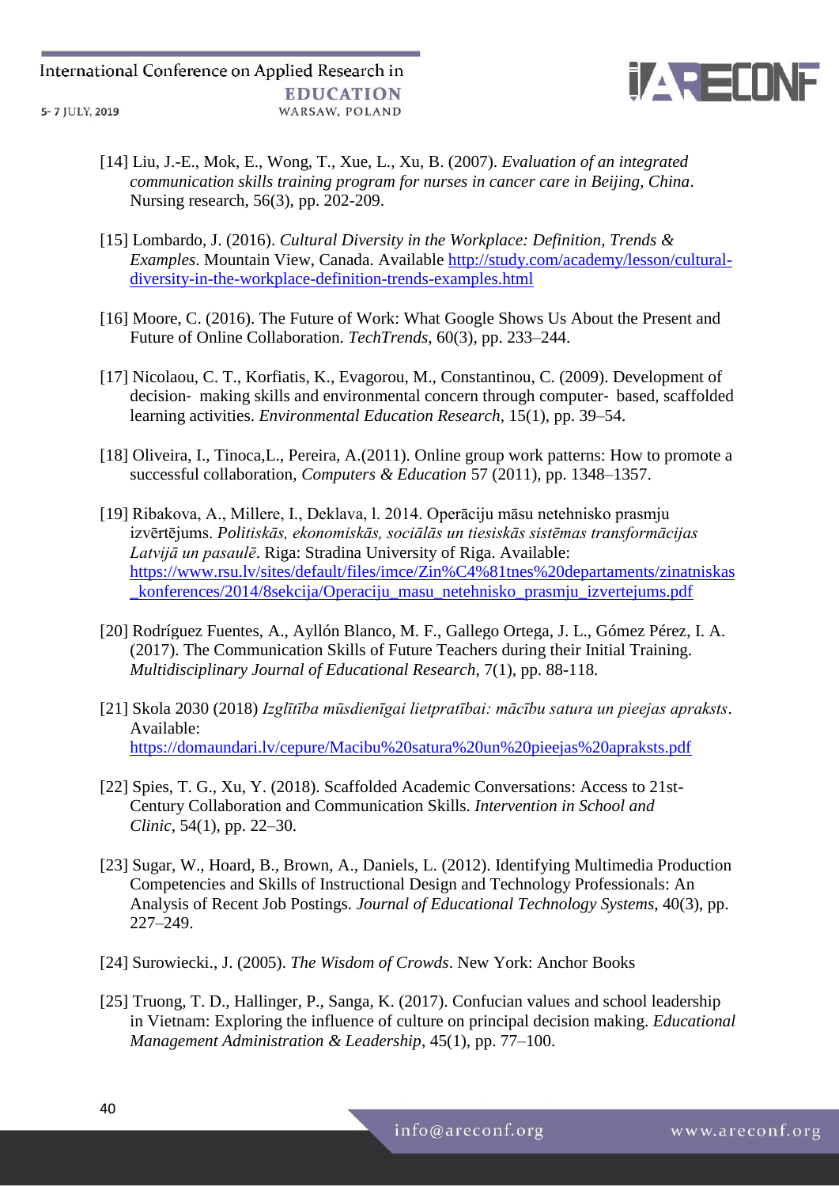[14] Liu, J.-E., Mok, E., Wong, T., Xue, L., Xu, B. (2007). *Evaluation of an integrated communication skills training program for nurses in cancer care in Beijing, China*. Nursing research, 56(3), pp. 202-209.

[15] Lombardo, J. (2016). *Cultural Diversity in the Workplace: Definition, Trends & Examples*. Mountain View, Canada. Available http://study.com/academy/lesson/cultural-diversity-in-the-workplace-definition-trends-examples.html

[16] Moore, C. (2016). The Future of Work: What Google Shows Us About the Present and Future of Online Collaboration. *TechTrends*, 60(3), pp. 233–244.

[17] Nicolaou, C. T., Korfiatis, K., Evagorou, M., Constantinou, C. (2009). Development of decision- making skills and environmental concern through computer- based, scaffolded learning activities. *Environmental Education Research*, 15(1), pp. 39–54.

[18] Oliveira, I., Tinoca,L., Pereira, A.(2011). Online group work patterns: How to promote a successful collaboration, *Computers & Education* 57 (2011), pp. 1348–1357.

[19] Ribakova, A., Millere, I., Deklava, l. 2014. Operāciju māsu netehnisko prasmju izvērtējums. *Politiskās, ekonomiskās, sociālās un tiesiskās sistēmas transformācijas Latvijā un pasaulē*. Riga: Stradina University of Riga. Available: https://www.rsu.lv/sites/default/files/imce/Zin%C4%81tnes%20departaments/zinatniskas_konferences/2014/8sekcija/Operaciju_masu_netehnisko_prasmju_izvertejums.pdf

[20] Rodríguez Fuentes, A., Ayllón Blanco, M. F., Gallego Ortega, J. L., Gómez Pérez, I. A. (2017). The Communication Skills of Future Teachers during their Initial Training. *Multidisciplinary Journal of Educational Research*, 7(1), pp. 88-118.

[21] Skola 2030 (2018) *Izglītība mūsdienīgai lietpratībai: mācību satura un pieejas apraksts*. Available: https://domaundari.lv/cepure/Macibu%20satura%20un%20pieejas%20apraksts.pdf

[22] Spies, T. G., Xu, Y. (2018). Scaffolded Academic Conversations: Access to 21st-Century Collaboration and Communication Skills. *Intervention in School and Clinic*, 54(1), pp. 22–30.

[23] Sugar, W., Hoard, B., Brown, A., Daniels, L. (2012). Identifying Multimedia Production Competencies and Skills of Instructional Design and Technology Professionals: An Analysis of Recent Job Postings. *Journal of Educational Technology Systems*, 40(3), pp. 227–249.

[24] Surowiecki., J. (2005). *The Wisdom of Crowds*. New York: Anchor Books

[25] Truong, T. D., Hallinger, P., Sanga, K. (2017). Confucian values and school leadership in Vietnam: Exploring the influence of culture on principal decision making. *Educational Management Administration & Leadership*, 45(1), pp. 77–100.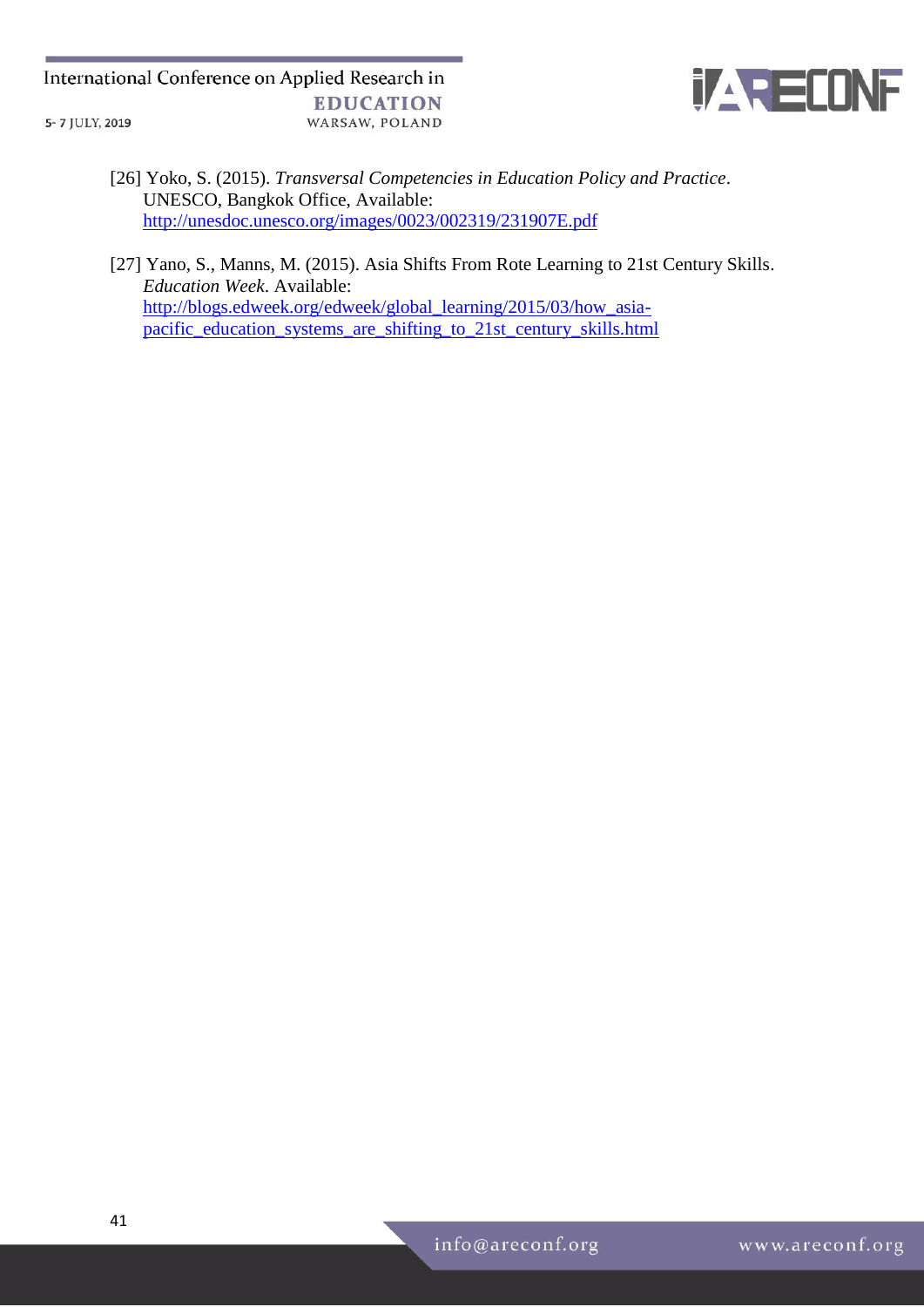[26] Yoko, S. (2015). *Transversal Competencies in Education Policy and Practice*. UNESCO, Bangkok Office, Available: http://unesdoc.unesco.org/images/0023/002319/231907E.pdf

[27] Yano, S., Manns, M. (2015). Asia Shifts From Rote Learning to 21st Century Skills. *Education Week*. Available: http://blogs.edweek.org/edweek/global_learning/2015/03/how_asia-pacific_education_systems_are_shifting_to_21st_century_skills.html